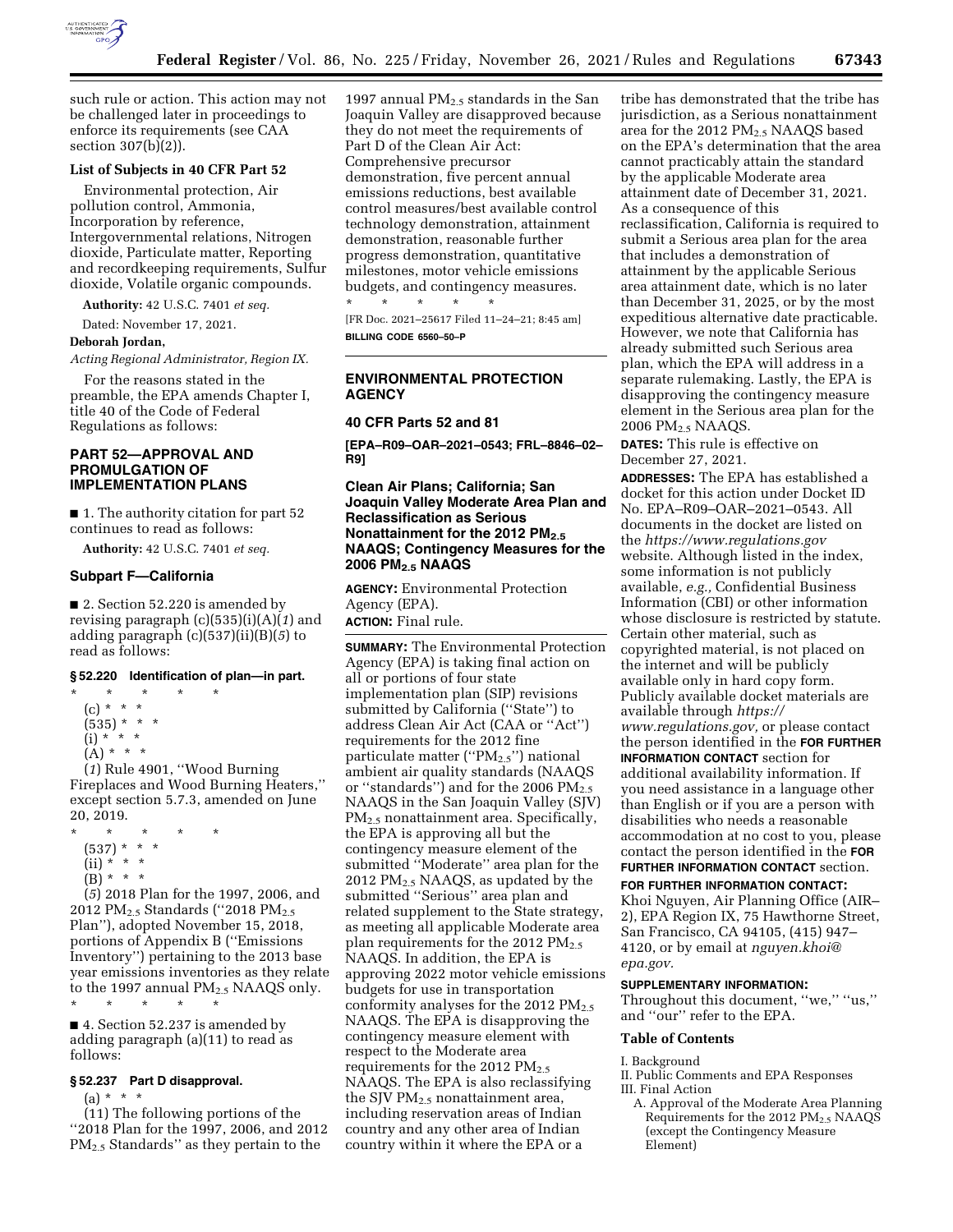such rule or action. This action may not be challenged later in proceedings to enforce its requirements (see CAA section 307(b)(2)).

**List of Subjects in 40 CFR Part 52**

Environmental protection, Air pollution control, Ammonia, Incorporation by reference, Intergovernmental relations, Nitrogen dioxide, Particulate matter, Reporting and recordkeeping requirements, Sulfur dioxide, Volatile organic compounds.

**Authority:** 42 U.S.C. 7401 *et seq.*

Dated: November 17, 2021.

**Deborah Jordan,**

*Acting Regional Administrator, Region IX.*

For the reasons stated in the preamble, the EPA amends Chapter I, title 40 of the Code of Federal Regulations as follows:

## PART 52—APPROVAL AND PROMULGATION OF IMPLEMENTATION PLANS

■ 1. The authority citation for part 52 continues to read as follows:

**Authority:** 42 U.S.C. 7401 *et seq.*

### Subpart F—California

■ 2. Section 52.220 is amended by revising paragraph (c)(535)(i)(A)(*1*) and adding paragraph (c)(537)(ii)(B)(*5*) to read as follows:

### § 52.220 Identification of plan—in part.

\* \* \* \* \*

(c) \* \* \*

(535) \* \* \*

(i) \* \* \*

(A) \* \* \*

(*1*) Rule 4901, "Wood Burning Fireplaces and Wood Burning Heaters," except section 5.7.3, amended on June 20, 2019.

\* \* \* \* \*

(537) \* \* \*

(ii) \* \* \*

(B) \* \* \*

(*5*) 2018 Plan for the 1997, 2006, and 2012 $PM_{2.5}$ Standards ("2018 $PM_{2.5}$ Plan"), adopted November 15, 2018, portions of Appendix B ("Emissions Inventory") pertaining to the 2013 base year emissions inventories as they relate to the 1997 annual $PM_{2.5}$ NAAQS only.

\* \* \* \* \*

■ 4. Section 52.237 is amended by adding paragraph (a)(11) to read as follows:

### § 52.237 Part D disapproval.

(a) \* \* \*

(11) The following portions of the "2018 Plan for the 1997, 2006, and 2012 $PM_{2.5}$ Standards" as they pertain to the 1997 annual $PM_{2.5}$ standards in the San Joaquin Valley are disapproved because they do not meet the requirements of Part D of the Clean Air Act: Comprehensive precursor demonstration, five percent annual emissions reductions, best available control measures/best available control technology demonstration, attainment demonstration, reasonable further progress demonstration, quantitative milestones, motor vehicle emissions budgets, and contingency measures.

\* \* \* \* \*

[FR Doc. 2021–25617 Filed 11–24–21; 8:45 am]

**BILLING CODE 6560–50–P**

## ENVIRONMENTAL PROTECTION AGENCY

### 40 CFR Parts 52 and 81

**[EPA–R09–OAR–2021–0543; FRL–8846–02–R9]**

### Clean Air Plans; California; San Joaquin Valley Moderate Area Plan and Reclassification as Serious Nonattainment for the 2012 $PM_{2.5}$ NAAQS; Contingency Measures for the 2006 $PM_{2.5}$ NAAQS

**AGENCY:** Environmental Protection Agency (EPA).

**ACTION:** Final rule.

**SUMMARY:** The Environmental Protection Agency (EPA) is taking final action on all or portions of four state implementation plan (SIP) revisions submitted by California ("State") to address Clean Air Act (CAA or "Act") requirements for the 2012 fine particulate matter ("$PM_{2.5}$") national ambient air quality standards (NAAQS or "standards") and for the 2006 $PM_{2.5}$ NAAQS in the San Joaquin Valley (SJV) $PM_{2.5}$ nonattainment area. Specifically, the EPA is approving all but the contingency measure element of the submitted "Moderate" area plan for the 2012 $PM_{2.5}$ NAAQS, as updated by the submitted "Serious" area plan and related supplement to the State strategy, as meeting all applicable Moderate area plan requirements for the 2012 $PM_{2.5}$ NAAQS. In addition, the EPA is approving 2022 motor vehicle emissions budgets for use in transportation conformity analyses for the 2012 $PM_{2.5}$ NAAQS. The EPA is disapproving the contingency measure element with respect to the Moderate area requirements for the 2012 $PM_{2.5}$ NAAQS. The EPA is also reclassifying the SJV $PM_{2.5}$ nonattainment area, including reservation areas of Indian country and any other area of Indian country within it where the EPA or a tribe has demonstrated that the tribe has jurisdiction, as a Serious nonattainment area for the 2012 $PM_{2.5}$ NAAQS based on the EPA's determination that the area cannot practicably attain the standard by the applicable Moderate area attainment date of December 31, 2021. As a consequence of this reclassification, California is required to submit a Serious area plan for the area that includes a demonstration of attainment by the applicable Serious area attainment date, which is no later than December 31, 2025, or by the most expeditious alternative date practicable. However, we note that California has already submitted such Serious area plan, which the EPA will address in a separate rulemaking. Lastly, the EPA is disapproving the contingency measure element in the Serious area plan for the 2006 $PM_{2.5}$ NAAQS.

**DATES:** This rule is effective on December 27, 2021.

**ADDRESSES:** The EPA has established a docket for this action under Docket ID No. EPA–R09–OAR–2021–0543. All documents in the docket are listed on the *https://www.regulations.gov* website. Although listed in the index, some information is not publicly available, *e.g.,* Confidential Business Information (CBI) or other information whose disclosure is restricted by statute. Certain other material, such as copyrighted material, is not placed on the internet and will be publicly available only in hard copy form. Publicly available docket materials are available through *https://www.regulations.gov,* or please contact the person identified in the **FOR FURTHER INFORMATION CONTACT** section for additional availability information. If you need assistance in a language other than English or if you are a person with disabilities who needs a reasonable accommodation at no cost to you, please contact the person identified in the **FOR FURTHER INFORMATION CONTACT** section.

**FOR FURTHER INFORMATION CONTACT:** Khoi Nguyen, Air Planning Office (AIR–2), EPA Region IX, 75 Hawthorne Street, San Francisco, CA 94105, (415) 947–4120, or by email at *nguyen.khoi@epa.gov.*

**SUPPLEMENTARY INFORMATION:** Throughout this document, "we," "us," and "our" refer to the EPA.

**Table of Contents**

I. Background
II. Public Comments and EPA Responses
III. Final Action
 A. Approval of the Moderate Area Planning Requirements for the 2012 $PM_{2.5}$ NAAQS (except the Contingency Measure Element)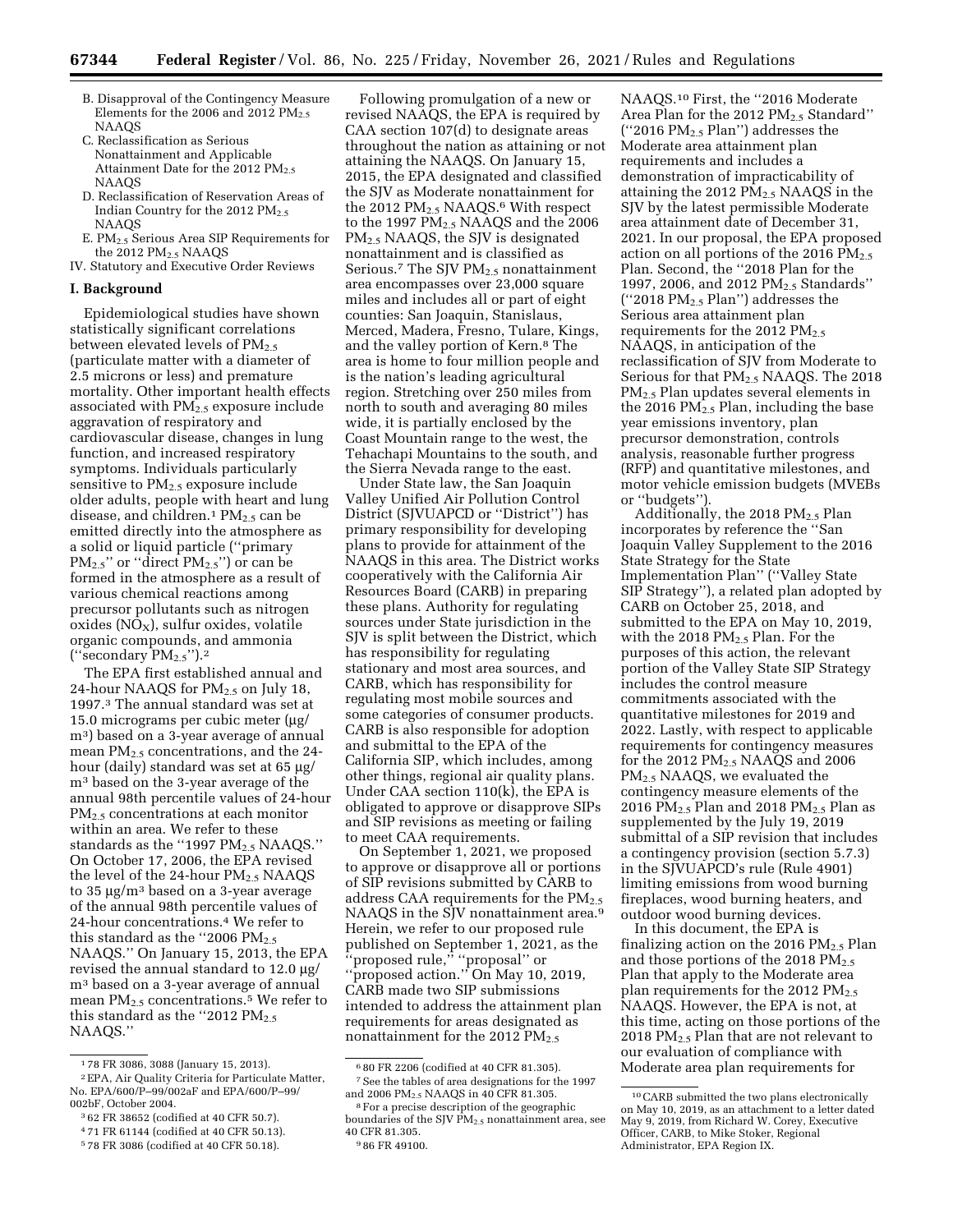B. Disapproval of the Contingency Measure Elements for the 2006 and 2012 $PM_{2.5}$ NAAQS
C. Reclassification as Serious Nonattainment and Applicable Attainment Date for the 2012 $PM_{2.5}$ NAAQS
D. Reclassification of Reservation Areas of Indian Country for the 2012 $PM_{2.5}$ NAAQS
E. $PM_{2.5}$ Serious Area SIP Requirements for the 2012 $PM_{2.5}$ NAAQS

IV. Statutory and Executive Order Reviews

## I. Background

Epidemiological studies have shown statistically significant correlations between elevated levels of $PM_{2.5}$ (particulate matter with a diameter of 2.5 microns or less) and premature mortality. Other important health effects associated with $PM_{2.5}$ exposure include aggravation of respiratory and cardiovascular disease, changes in lung function, and increased respiratory symptoms. Individuals particularly sensitive to $PM_{2.5}$ exposure include older adults, people with heart and lung disease, and children.[1] $PM_{2.5}$ can be emitted directly into the atmosphere as a solid or liquid particle (''primary $PM_{2.5}$'' or ''direct $PM_{2.5}$'') or can be formed in the atmosphere as a result of various chemical reactions among precursor pollutants such as nitrogen oxides ($NO_X$), sulfur oxides, volatile organic compounds, and ammonia (''secondary $PM_{2.5}$'').[2]

The EPA first established annual and 24-hour NAAQS for $PM_{2.5}$ on July 18, 1997.[3] The annual standard was set at 15.0 micrograms per cubic meter ($\mu g/m^3$) based on a 3-year average of annual mean $PM_{2.5}$ concentrations, and the 24-hour (daily) standard was set at 65 $\mu g/m^3$ based on the 3-year average of the annual 98th percentile values of 24-hour $PM_{2.5}$ concentrations at each monitor within an area. We refer to these standards as the ''1997 $PM_{2.5}$ NAAQS.'' On October 17, 2006, the EPA revised the level of the 24-hour $PM_{2.5}$ NAAQS to 35 $\mu g/m^3$ based on a 3-year average of the annual 98th percentile values of 24-hour concentrations.[4] We refer to this standard as the ''2006 $PM_{2.5}$ NAAQS.'' On January 15, 2013, the EPA revised the annual standard to 12.0 $\mu g/m^3$ based on a 3-year average of annual mean $PM_{2.5}$ concentrations.[5] We refer to this standard as the ''2012 $PM_{2.5}$ NAAQS.''

Following promulgation of a new or revised NAAQS, the EPA is required by CAA section 107(d) to designate areas throughout the nation as attaining or not attaining the NAAQS. On January 15, 2015, the EPA designated and classified the SJV as Moderate nonattainment for the 2012 $PM_{2.5}$ NAAQS.[6] With respect to the 1997 $PM_{2.5}$ NAAQS and the 2006 $PM_{2.5}$ NAAQS, the SJV is designated nonattainment and is classified as Serious.[7] The SJV $PM_{2.5}$ nonattainment area encompasses over 23,000 square miles and includes all or part of eight counties: San Joaquin, Stanislaus, Merced, Madera, Fresno, Tulare, Kings, and the valley portion of Kern.[8] The area is home to four million people and is the nation's leading agricultural region. Stretching over 250 miles from north to south and averaging 80 miles wide, it is partially enclosed by the Coast Mountain range to the west, the Tehachapi Mountains to the south, and the Sierra Nevada range to the east.

Under State law, the San Joaquin Valley Unified Air Pollution Control District (SJVUAPCD or ''District'') has primary responsibility for developing plans to provide for attainment of the NAAQS in this area. The District works cooperatively with the California Air Resources Board (CARB) in preparing these plans. Authority for regulating sources under State jurisdiction in the SJV is split between the District, which has responsibility for regulating stationary and most area sources, and CARB, which has responsibility for regulating most mobile sources and some categories of consumer products. CARB is also responsible for adoption and submittal to the EPA of the California SIP, which includes, among other things, regional air quality plans. Under CAA section 110(k), the EPA is obligated to approve or disapprove SIPs and SIP revisions as meeting or failing to meet CAA requirements.

On September 1, 2021, we proposed to approve or disapprove all or portions of SIP revisions submitted by CARB to address CAA requirements for the $PM_{2.5}$ NAAQS in the SJV nonattainment area.[9] Herein, we refer to our proposed rule published on September 1, 2021, as the ''proposed rule,'' ''proposal'' or ''proposed action.'' On May 10, 2019, CARB made two SIP submissions intended to address the attainment plan requirements for areas designated as nonattainment for the 2012 $PM_{2.5}$ NAAQS.[10] First, the ''2016 Moderate Area Plan for the 2012 $PM_{2.5}$ Standard'' (''2016 $PM_{2.5}$ Plan'') addresses the Moderate area attainment plan requirements and includes a demonstration of impracticability of attaining the 2012 $PM_{2.5}$ NAAQS in the SJV by the latest permissible Moderate area attainment date of December 31, 2021. In our proposal, the EPA proposed action on all portions of the 2016 $PM_{2.5}$ Plan. Second, the ''2018 Plan for the 1997, 2006, and 2012 $PM_{2.5}$ Standards'' (''2018 $PM_{2.5}$ Plan'') addresses the Serious area attainment plan requirements for the 2012 $PM_{2.5}$ NAAQS, in anticipation of the reclassification of SJV from Moderate to Serious for that $PM_{2.5}$ NAAQS. The 2018 $PM_{2.5}$ Plan updates several elements in the 2016 $PM_{2.5}$ Plan, including the base year emissions inventory, plan precursor demonstration, controls analysis, reasonable further progress (RFP) and quantitative milestones, and motor vehicle emission budgets (MVEBs or ''budgets'').

Additionally, the 2018 $PM_{2.5}$ Plan incorporates by reference the ''San Joaquin Valley Supplement to the 2016 State Strategy for the State Implementation Plan'' (''Valley State SIP Strategy''), a related plan adopted by CARB on October 25, 2018, and submitted to the EPA on May 10, 2019, with the 2018 $PM_{2.5}$ Plan. For the purposes of this action, the relevant portion of the Valley State SIP Strategy includes the control measure commitments associated with the quantitative milestones for 2019 and 2022. Lastly, with respect to applicable requirements for contingency measures for the 2012 $PM_{2.5}$ NAAQS and 2006 $PM_{2.5}$ NAAQS, we evaluated the contingency measure elements of the 2016 $PM_{2.5}$ Plan and 2018 $PM_{2.5}$ Plan as supplemented by the July 19, 2019 submittal of a SIP revision that includes a contingency provision (section 5.7.3) in the SJVUAPCD's rule (Rule 4901) limiting emissions from wood burning fireplaces, wood burning heaters, and outdoor wood burning devices.

In this document, the EPA is finalizing action on the 2016 $PM_{2.5}$ Plan and those portions of the 2018 $PM_{2.5}$ Plan that apply to the Moderate area plan requirements for the 2012 $PM_{2.5}$ NAAQS. However, the EPA is not, at this time, acting on those portions of the 2018 $PM_{2.5}$ Plan that are not relevant to our evaluation of compliance with Moderate area plan requirements for

---

[1] 78 FR 3086, 3088 (January 15, 2013).

[2] EPA, Air Quality Criteria for Particulate Matter, No. EPA/600/P–99/002aF and EPA/600/P–99/002bF, October 2004.

[3] 62 FR 38652 (codified at 40 CFR 50.7).

[4] 71 FR 61144 (codified at 40 CFR 50.13).

[5] 78 FR 3086 (codified at 40 CFR 50.18).

[6] 80 FR 2206 (codified at 40 CFR 81.305).

[7] See the tables of area designations for the 1997 and 2006 $PM_{2.5}$ NAAQS in 40 CFR 81.305.

[8] For a precise description of the geographic boundaries of the SJV $PM_{2.5}$ nonattainment area, see 40 CFR 81.305.

[9] 86 FR 49100.

[10] CARB submitted the two plans electronically on May 10, 2019, as an attachment to a letter dated May 9, 2019, from Richard W. Corey, Executive Officer, CARB, to Mike Stoker, Regional Administrator, EPA Region IX.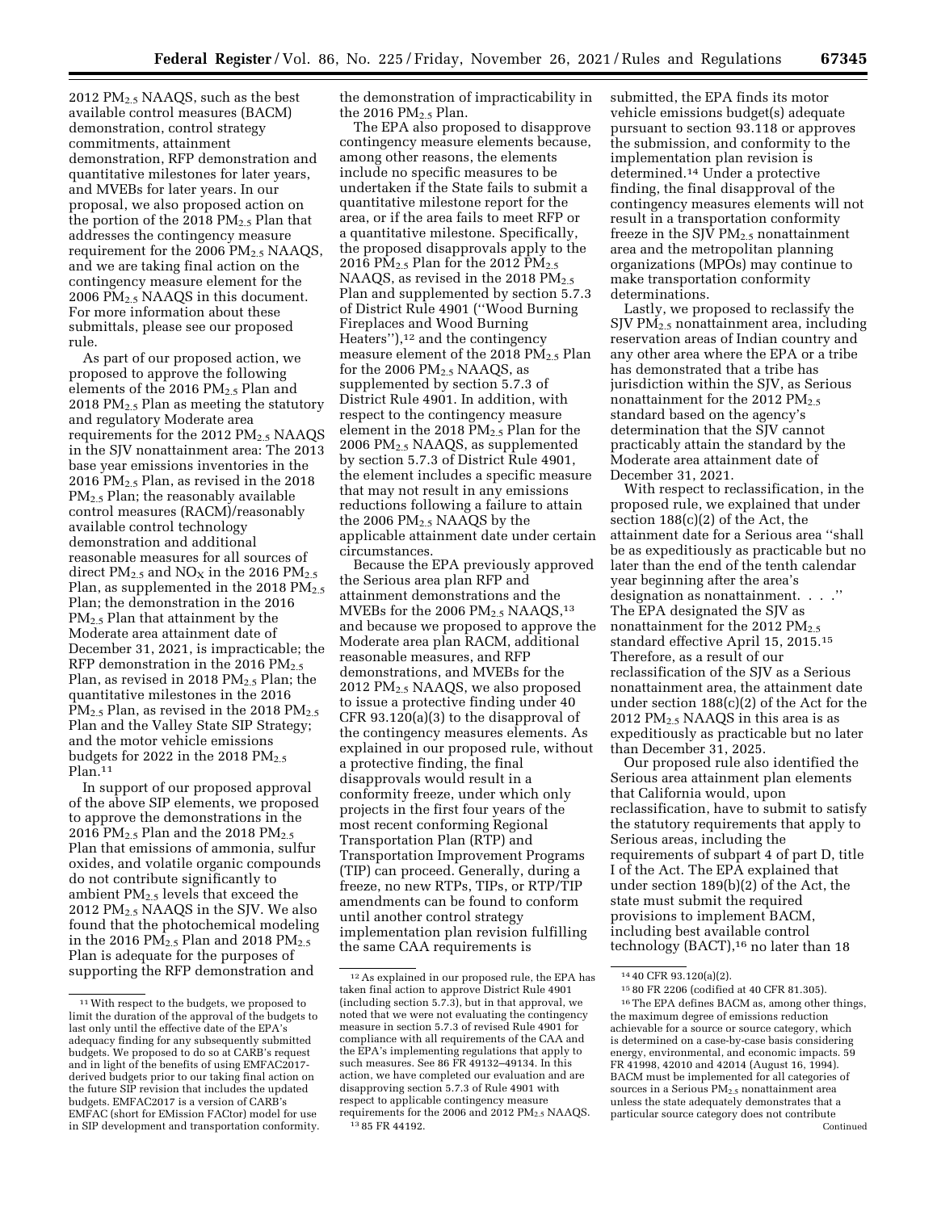2012 $PM_{2.5}$ NAAQS, such as the best available control measures (BACM) demonstration, control strategy commitments, attainment demonstration, RFP demonstration and quantitative milestones for later years, and MVEBs for later years. In our proposal, we also proposed action on the portion of the 2018 $PM_{2.5}$ Plan that addresses the contingency measure requirement for the 2006 $PM_{2.5}$ NAAQS, and we are taking final action on the contingency measure element for the 2006 $PM_{2.5}$ NAAQS in this document. For more information about these submittals, please see our proposed rule.

As part of our proposed action, we proposed to approve the following elements of the 2016 $PM_{2.5}$ Plan and 2018 $PM_{2.5}$ Plan as meeting the statutory and regulatory Moderate area requirements for the 2012 $PM_{2.5}$ NAAQS in the SJV nonattainment area: The 2013 base year emissions inventories in the 2016 $PM_{2.5}$ Plan, as revised in the 2018 $PM_{2.5}$ Plan; the reasonably available control measures (RACM)/reasonably available control technology demonstration and additional reasonable measures for all sources of direct $PM_{2.5}$ and $NO_X$ in the 2016 $PM_{2.5}$ Plan, as supplemented in the 2018 $PM_{2.5}$ Plan; the demonstration in the 2016 $PM_{2.5}$ Plan that attainment by the Moderate area attainment date of December 31, 2021, is impracticable; the RFP demonstration in the 2016 $PM_{2.5}$ Plan, as revised in 2018 $PM_{2.5}$ Plan; the quantitative milestones in the 2016 $PM_{2.5}$ Plan, as revised in the 2018 $PM_{2.5}$ Plan and the Valley State SIP Strategy; and the motor vehicle emissions budgets for 2022 in the 2018 $PM_{2.5}$ Plan.[11]

In support of our proposed approval of the above SIP elements, we proposed to approve the demonstrations in the 2016 $PM_{2.5}$ Plan and the 2018 $PM_{2.5}$ Plan that emissions of ammonia, sulfur oxides, and volatile organic compounds do not contribute significantly to ambient $PM_{2.5}$ levels that exceed the 2012 $PM_{2.5}$ NAAQS in the SJV. We also found that the photochemical modeling in the 2016 $PM_{2.5}$ Plan and 2018 $PM_{2.5}$ Plan is adequate for the purposes of supporting the RFP demonstration and the demonstration of impracticability in the 2016 $PM_{2.5}$ Plan.

The EPA also proposed to disapprove contingency measure elements because, among other reasons, the elements include no specific measures to be undertaken if the State fails to submit a quantitative milestone report for the area, or if the area fails to meet RFP or a quantitative milestone. Specifically, the proposed disapprovals apply to the 2016 $PM_{2.5}$ Plan for the 2012 $PM_{2.5}$ NAAQS, as revised in the 2018 $PM_{2.5}$ Plan and supplemented by section 5.7.3 of District Rule 4901 (''Wood Burning Fireplaces and Wood Burning Heaters''),[12] and the contingency measure element of the 2018 $PM_{2.5}$ Plan for the 2006 $PM_{2.5}$ NAAQS, as supplemented by section 5.7.3 of District Rule 4901. In addition, with respect to the contingency measure element in the 2018 $PM_{2.5}$ Plan for the 2006 $PM_{2.5}$ NAAQS, as supplemented by section 5.7.3 of District Rule 4901, the element includes a specific measure that may not result in any emissions reductions following a failure to attain the 2006 $PM_{2.5}$ NAAQS by the applicable attainment date under certain circumstances.

Because the EPA previously approved the Serious area plan RFP and attainment demonstrations and the MVEBs for the 2006 $PM_{2.5}$ NAAQS,[13] and because we proposed to approve the Moderate area plan RACM, additional reasonable measures, and RFP demonstrations, and MVEBs for the 2012 $PM_{2.5}$ NAAQS, we also proposed to issue a protective finding under 40 CFR 93.120(a)(3) to the disapproval of the contingency measures elements. As explained in our proposed rule, without a protective finding, the final disapprovals would result in a conformity freeze, under which only projects in the first four years of the most recent conforming Regional Transportation Plan (RTP) and Transportation Improvement Programs (TIP) can proceed. Generally, during a freeze, no new RTPs, TIPs, or RTP/TIP amendments can be found to conform until another control strategy implementation plan revision fulfilling the same CAA requirements is submitted, the EPA finds its motor vehicle emissions budget(s) adequate pursuant to section 93.118 or approves the submission, and conformity to the implementation plan revision is determined.[14] Under a protective finding, the final disapproval of the contingency measures elements will not result in a transportation conformity freeze in the SJV $PM_{2.5}$ nonattainment area and the metropolitan planning organizations (MPOs) may continue to make transportation conformity determinations.

Lastly, we proposed to reclassify the SJV $PM_{2.5}$ nonattainment area, including reservation areas of Indian country and any other area where the EPA or a tribe has demonstrated that a tribe has jurisdiction within the SJV, as Serious nonattainment for the 2012 $PM_{2.5}$ standard based on the agency's determination that the SJV cannot practicably attain the standard by the Moderate area attainment date of December 31, 2021.

With respect to reclassification, in the proposed rule, we explained that under section 188(c)(2) of the Act, the attainment date for a Serious area ''shall be as expeditiously as practicable but no later than the end of the tenth calendar year beginning after the area's designation as nonattainment. . . .'' The EPA designated the SJV as nonattainment for the 2012 $PM_{2.5}$ standard effective April 15, 2015.[15] Therefore, as a result of our reclassification of the SJV as a Serious nonattainment area, the attainment date under section 188(c)(2) of the Act for the 2012 $PM_{2.5}$ NAAQS in this area is as expeditiously as practicable but no later than December 31, 2025.

Our proposed rule also identified the Serious area attainment plan elements that California would, upon reclassification, have to submit to satisfy the statutory requirements that apply to Serious areas, including the requirements of subpart 4 of part D, title I of the Act. The EPA explained that under section 189(b)(2) of the Act, the state must submit the required provisions to implement BACM, including best available control technology (BACT),[16] no later than 18

---

[11] With respect to the budgets, we proposed to limit the duration of the approval of the budgets to last only until the effective date of the EPA's adequacy finding for any subsequently submitted budgets. We proposed to do so at CARB's request and in light of the benefits of using EMFAC2017-derived budgets prior to our taking final action on the future SIP revision that includes the updated budgets. EMFAC2017 is a version of CARB's EMFAC (short for EMission FACtor) model for use in SIP development and transportation conformity.

[12] As explained in our proposed rule, the EPA has taken final action to approve District Rule 4901 (including section 5.7.3), but in that approval, we noted that we were not evaluating the contingency measure in section 5.7.3 of revised Rule 4901 for compliance with all requirements of the CAA and the EPA's implementing regulations that apply to such measures. See 86 FR 49132–49134. In this action, we have completed our evaluation and are disapproving section 5.7.3 of Rule 4901 with respect to applicable contingency measure requirements for the 2006 and 2012 $PM_{2.5}$ NAAQS.

[13] 85 FR 44192.

[14] 40 CFR 93.120(a)(2).

[15] 80 FR 2206 (codified at 40 CFR 81.305).

[16] The EPA defines BACM as, among other things, the maximum degree of emissions reduction achievable for a source or source category, which is determined on a case-by-case basis considering energy, environmental, and economic impacts. 59 FR 41998, 42010 and 42014 (August 16, 1994). BACM must be implemented for all categories of sources in a Serious $PM_{2.5}$ nonattainment area unless the state adequately demonstrates that a particular source category does not contribute

Continued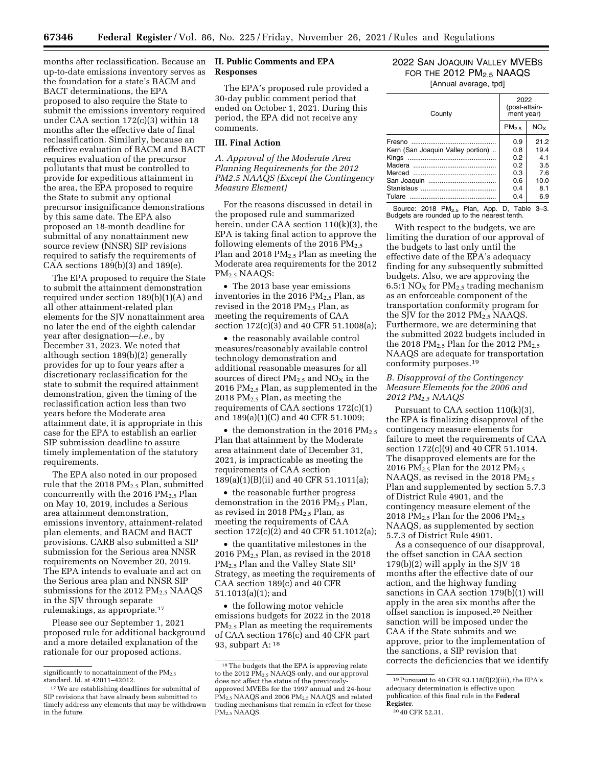months after reclassification. Because an up-to-date emissions inventory serves as the foundation for a state's BACM and BACT determinations, the EPA proposed to also require the State to submit the emissions inventory required under CAA section 172(c)(3) within 18 months after the effective date of final reclassification. Similarly, because an effective evaluation of BACM and BACT requires evaluation of the precursor pollutants that must be controlled to provide for expeditious attainment in the area, the EPA proposed to require the State to submit any optional precursor insignificance demonstrations by this same date. The EPA also proposed an 18-month deadline for submittal of any nonattainment new source review (NNSR) SIP revisions required to satisfy the requirements of CAA sections 189(b)(3) and 189(e).

The EPA proposed to require the State to submit the attainment demonstration required under section 189(b)(1)(A) and all other attainment-related plan elements for the SJV nonattainment area no later the end of the eighth calendar year after designation—*i.e.,* by December 31, 2023. We noted that although section 189(b)(2) generally provides for up to four years after a discretionary reclassification for the state to submit the required attainment demonstration, given the timing of the reclassification action less than two years before the Moderate area attainment date, it is appropriate in this case for the EPA to establish an earlier SIP submission deadline to assure timely implementation of the statutory requirements.

The EPA also noted in our proposed rule that the 2018 $PM_{2.5}$ Plan, submitted concurrently with the 2016 $PM_{2.5}$ Plan on May 10, 2019, includes a Serious area attainment demonstration, emissions inventory, attainment-related plan elements, and BACM and BACT provisions. CARB also submitted a SIP submission for the Serious area NNSR requirements on November 20, 2019. The EPA intends to evaluate and act on the Serious area plan and NNSR SIP submissions for the 2012 $PM_{2.5}$ NAAQS in the SJV through separate rulemakings, as appropriate.[17]

Please see our September 1, 2021 proposed rule for additional background and a more detailed explanation of the rationale for our proposed actions.

## II. Public Comments and EPA Responses

The EPA's proposed rule provided a 30-day public comment period that ended on October 1, 2021. During this period, the EPA did not receive any comments.

## III. Final Action

### *A. Approval of the Moderate Area Planning Requirements for the 2012 PM2.5 NAAQS (Except the Contingency Measure Element)*

For the reasons discussed in detail in the proposed rule and summarized herein, under CAA section 110(k)(3), the EPA is taking final action to approve the following elements of the 2016 $PM_{2.5}$ Plan and 2018 $PM_{2.5}$ Plan as meeting the Moderate area requirements for the 2012 $PM_{2.5}$ NAAQS:

- The 2013 base year emissions inventories in the 2016 $PM_{2.5}$ Plan, as revised in the 2018 $PM_{2.5}$ Plan, as meeting the requirements of CAA section 172(c)(3) and 40 CFR 51.1008(a);
- the reasonably available control measures/reasonably available control technology demonstration and additional reasonable measures for all sources of direct $PM_{2.5}$ and $NO_X$ in the 2016 $PM_{2.5}$ Plan, as supplemented in the 2018 $PM_{2.5}$ Plan, as meeting the requirements of CAA sections 172(c)(1) and 189(a)(1)(C) and 40 CFR 51.1009;
- the demonstration in the 2016 $PM_{2.5}$ Plan that attainment by the Moderate area attainment date of December 31, 2021, is impracticable as meeting the requirements of CAA section 189(a)(1)(B)(ii) and 40 CFR 51.1011(a);
- the reasonable further progress demonstration in the 2016 $PM_{2.5}$ Plan, as revised in 2018 $PM_{2.5}$ Plan, as meeting the requirements of CAA section 172(c)(2) and 40 CFR 51.1012(a);
- the quantitative milestones in the 2016 $PM_{2.5}$ Plan, as revised in the 2018 $PM_{2.5}$ Plan and the Valley State SIP Strategy, as meeting the requirements of CAA section 189(c) and 40 CFR 51.1013(a)(1); and
- the following motor vehicle emissions budgets for 2022 in the 2018 $PM_{2.5}$ Plan as meeting the requirements of CAA section 176(c) and 40 CFR part 93, subpart A:[18]

2022 SAN JOAQUIN VALLEY MVEBS FOR THE 2012 $PM_{2.5}$ NAAQS
[Annual average, tpd]

| County | 2022 (post-attainment year) | |
|---|---|---|
| | $PM_{2.5}$ | $NO_X$ |
| Fresno | 0.9 | 21.2 |
| Kern (San Joaquin Valley portion) | 0.8 | 19.4 |
| Kings | 0.2 | 4.1 |
| Madera | 0.2 | 3.5 |
| Merced | 0.3 | 7.6 |
| San Joaquin | 0.6 | 10.0 |
| Stanislaus | 0.4 | 8.1 |
| Tulare | 0.4 | 6.9 |

Source: 2018 $PM_{2.5}$ Plan, App. D, Table 3–3. Budgets are rounded up to the nearest tenth.

With respect to the budgets, we are limiting the duration of our approval of the budgets to last only until the effective date of the EPA's adequacy finding for any subsequently submitted budgets. Also, we are approving the 6.5:1 $NO_X$ for $PM_{2.5}$ trading mechanism as an enforceable component of the transportation conformity program for the SJV for the 2012 $PM_{2.5}$ NAAQS. Furthermore, we are determining that the submitted 2022 budgets included in the 2018 $PM_{2.5}$ Plan for the 2012 $PM_{2.5}$ NAAQS are adequate for transportation conformity purposes.[19]

### *B. Disapproval of the Contingency Measure Elements for the 2006 and 2012 PM2.5 NAAQS*

Pursuant to CAA section 110(k)(3), the EPA is finalizing disapproval of the contingency measure elements for failure to meet the requirements of CAA section 172(c)(9) and 40 CFR 51.1014. The disapproved elements are for the 2016 $PM_{2.5}$ Plan for the 2012 $PM_{2.5}$ NAAQS, as revised in the 2018 $PM_{2.5}$ Plan and supplemented by section 5.7.3 of District Rule 4901, and the contingency measure element of the 2018 $PM_{2.5}$ Plan for the 2006 $PM_{2.5}$ NAAQS, as supplemented by section 5.7.3 of District Rule 4901.

As a consequence of our disapproval, the offset sanction in CAA section 179(b)(2) will apply in the SJV 18 months after the effective date of our action, and the highway funding sanctions in CAA section 179(b)(1) will apply in the area six months after the offset sanction is imposed.[20] Neither sanction will be imposed under the CAA if the State submits and we approve, prior to the implementation of the sanctions, a SIP revision that corrects the deficiencies that we identify

---

significantly to nonattainment of the $PM_{2.5}$ standard. Id. at 42011–42012.

[17] We are establishing deadlines for submittal of SIP revisions that have already been submitted to timely address any elements that may be withdrawn in the future.

[18] The budgets that the EPA is approving relate to the 2012 $PM_{2.5}$ NAAQS only, and our approval does not affect the status of the previously-approved MVEBs for the 1997 annual and 24-hour $PM_{2.5}$ NAAQS and 2006 $PM_{2.5}$ NAAQS and related trading mechanisms that remain in effect for those $PM_{2.5}$ NAAQS.

[19] Pursuant to 40 CFR 93.118(f)(2)(iii), the EPA's adequacy determination is effective upon publication of this final rule in the **Federal Register**.

[20] 40 CFR 52.31.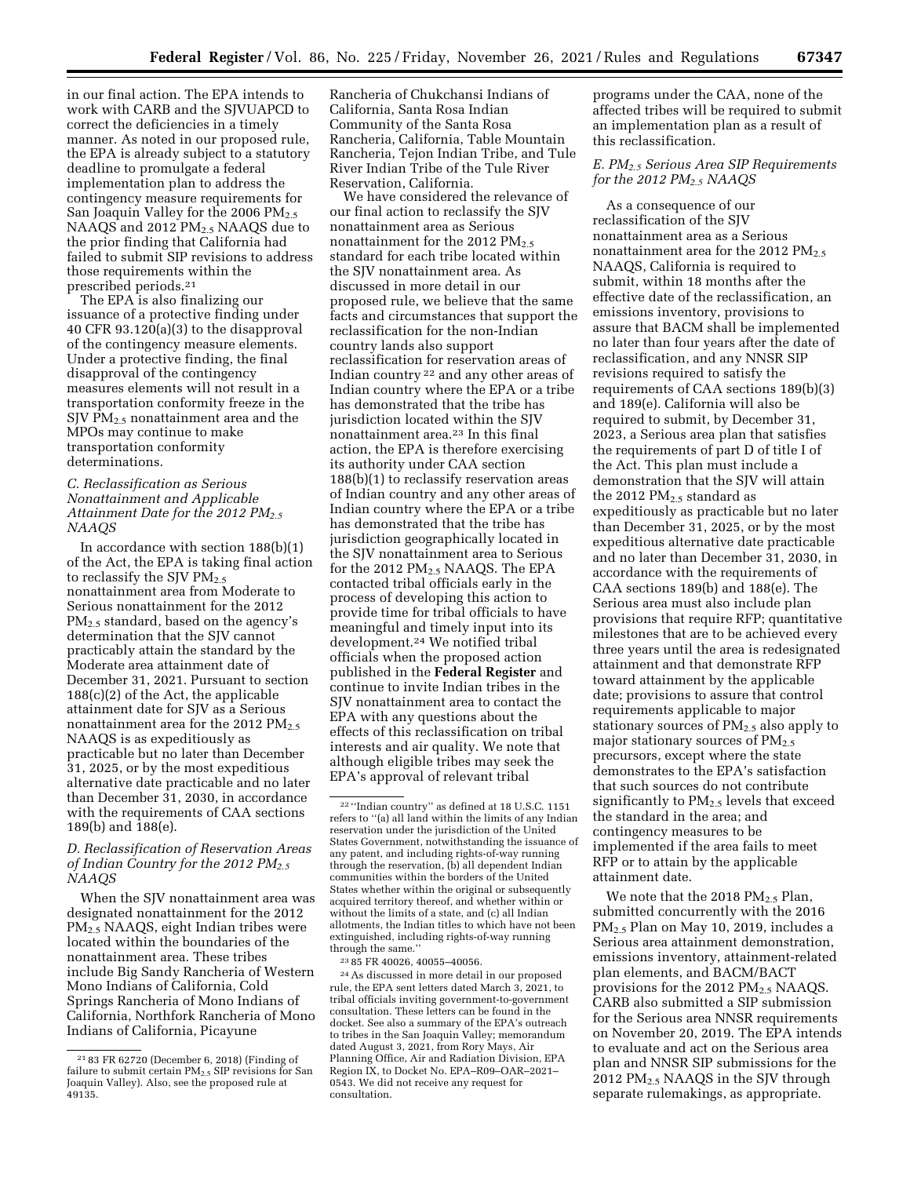in our final action. The EPA intends to work with CARB and the SJVUAPCD to correct the deficiencies in a timely manner. As noted in our proposed rule, the EPA is already subject to a statutory deadline to promulgate a federal implementation plan to address the contingency measure requirements for San Joaquin Valley for the 2006 $PM_{2.5}$ NAAQS and 2012 $PM_{2.5}$ NAAQS due to the prior finding that California had failed to submit SIP revisions to address those requirements within the prescribed periods.[21]

The EPA is also finalizing our issuance of a protective finding under 40 CFR 93.120(a)(3) to the disapproval of the contingency measure elements. Under a protective finding, the final disapproval of the contingency measures elements will not result in a transportation conformity freeze in the SJV $PM_{2.5}$ nonattainment area and the MPOs may continue to make transportation conformity determinations.

### C. Reclassification as Serious Nonattainment and Applicable Attainment Date for the 2012 $PM_{2.5}$ NAAQS

In accordance with section 188(b)(1) of the Act, the EPA is taking final action to reclassify the SJV $PM_{2.5}$ nonattainment area from Moderate to Serious nonattainment for the 2012 $PM_{2.5}$ standard, based on the agency's determination that the SJV cannot practicably attain the standard by the Moderate area attainment date of December 31, 2021. Pursuant to section 188(c)(2) of the Act, the applicable attainment date for SJV as a Serious nonattainment area for the 2012 $PM_{2.5}$ NAAQS is as expeditiously as practicable but no later than December 31, 2025, or by the most expeditious alternative date practicable and no later than December 31, 2030, in accordance with the requirements of CAA sections 189(b) and 188(e).

### D. Reclassification of Reservation Areas of Indian Country for the 2012 $PM_{2.5}$ NAAQS

When the SJV nonattainment area was designated nonattainment for the 2012 $PM_{2.5}$ NAAQS, eight Indian tribes were located within the boundaries of the nonattainment area. These tribes include Big Sandy Rancheria of Western Mono Indians of California, Cold Springs Rancheria of Mono Indians of California, Northfork Rancheria of Mono Indians of California, Picayune Rancheria of Chukchansi Indians of California, Santa Rosa Indian Community of the Santa Rosa Rancheria, California, Table Mountain Rancheria, California, Tejon Indian Tribe, and Tule River Indian Tribe of the Tule River Reservation, California.

We have considered the relevance of our final action to reclassify the SJV nonattainment area as Serious nonattainment for the 2012 $PM_{2.5}$ standard for each tribe located within the SJV nonattainment area. As discussed in more detail in our proposed rule, we believe that the same facts and circumstances that support the reclassification for the non-Indian country lands also support reclassification for reservation areas of Indian country[22] and any other areas of Indian country where the EPA or a tribe has demonstrated that the tribe has jurisdiction located within the SJV nonattainment area.[23] In this final action, the EPA is therefore exercising its authority under CAA section 188(b)(1) to reclassify reservation areas of Indian country and any other areas of Indian country where the EPA or a tribe has demonstrated that the tribe has jurisdiction geographically located in the SJV nonattainment area to Serious for the 2012 $PM_{2.5}$ NAAQS. The EPA contacted tribal officials early in the process of developing this action to provide time for tribal officials to have meaningful and timely input into its development.[24] We notified tribal officials when the proposed action published in the **Federal Register** and continue to invite Indian tribes in the SJV nonattainment area to contact the EPA with any questions about the effects of this reclassification on tribal interests and air quality. We note that although eligible tribes may seek the EPA's approval of relevant tribal programs under the CAA, none of the affected tribes will be required to submit an implementation plan as a result of this reclassification.

### E. $PM_{2.5}$ Serious Area SIP Requirements for the 2012 $PM_{2.5}$ NAAQS

As a consequence of our reclassification of the SJV nonattainment area as a Serious nonattainment area for the 2012 $PM_{2.5}$ NAAQS, California is required to submit, within 18 months after the effective date of the reclassification, an emissions inventory, provisions to assure that BACM shall be implemented no later than four years after the date of reclassification, and any NNSR SIP revisions required to satisfy the requirements of CAA sections 189(b)(3) and 189(e). California will also be required to submit, by December 31, 2023, a Serious area plan that satisfies the requirements of part D of title I of the Act. This plan must include a demonstration that the SJV will attain the 2012 $PM_{2.5}$ standard as expeditiously as practicable but no later than December 31, 2025, or by the most expeditious alternative date practicable and no later than December 31, 2030, in accordance with the requirements of CAA sections 189(b) and 188(e). The Serious area must also include plan provisions that require RFP; quantitative milestones that are to be achieved every three years until the area is redesignated attainment and that demonstrate RFP toward attainment by the applicable date; provisions to assure that control requirements applicable to major stationary sources of $PM_{2.5}$ also apply to major stationary sources of $PM_{2.5}$ precursors, except where the state demonstrates to the EPA's satisfaction that such sources do not contribute significantly to $PM_{2.5}$ levels that exceed the standard in the area; and contingency measures to be implemented if the area fails to meet RFP or to attain by the applicable attainment date.

We note that the 2018 $PM_{2.5}$ Plan, submitted concurrently with the 2016 $PM_{2.5}$ Plan on May 10, 2019, includes a Serious area attainment demonstration, emissions inventory, attainment-related plan elements, and BACM/BACT provisions for the 2012 $PM_{2.5}$ NAAQS. CARB also submitted a SIP submission for the Serious area NNSR requirements on November 20, 2019. The EPA intends to evaluate and act on the Serious area plan and NNSR SIP submissions for the 2012 $PM_{2.5}$ NAAQS in the SJV through separate rulemakings, as appropriate.

---

[21] 83 FR 62720 (December 6, 2018) (Finding of failure to submit certain $PM_{2.5}$ SIP revisions for San Joaquin Valley). Also, see the proposed rule at 49135.

[22] "Indian country" as defined at 18 U.S.C. 1151 refers to "(a) all land within the limits of any Indian reservation under the jurisdiction of the United States Government, notwithstanding the issuance of any patent, and including rights-of-way running through the reservation, (b) all dependent Indian communities within the borders of the United States whether within the original or subsequently acquired territory thereof, and whether within or without the limits of a state, and (c) all Indian allotments, the Indian titles to which have not been extinguished, including rights-of-way running through the same."

[23] 85 FR 40026, 40055–40056.

[24] As discussed in more detail in our proposed rule, the EPA sent letters dated March 3, 2021, to tribal officials inviting government-to-government consultation. These letters can be found in the docket. See also a summary of the EPA's outreach to tribes in the San Joaquin Valley; memorandum dated August 3, 2021, from Rory Mays, Air Planning Office, Air and Radiation Division, EPA Region IX, to Docket No. EPA–R09–OAR–2021–0543. We did not receive any request for consultation.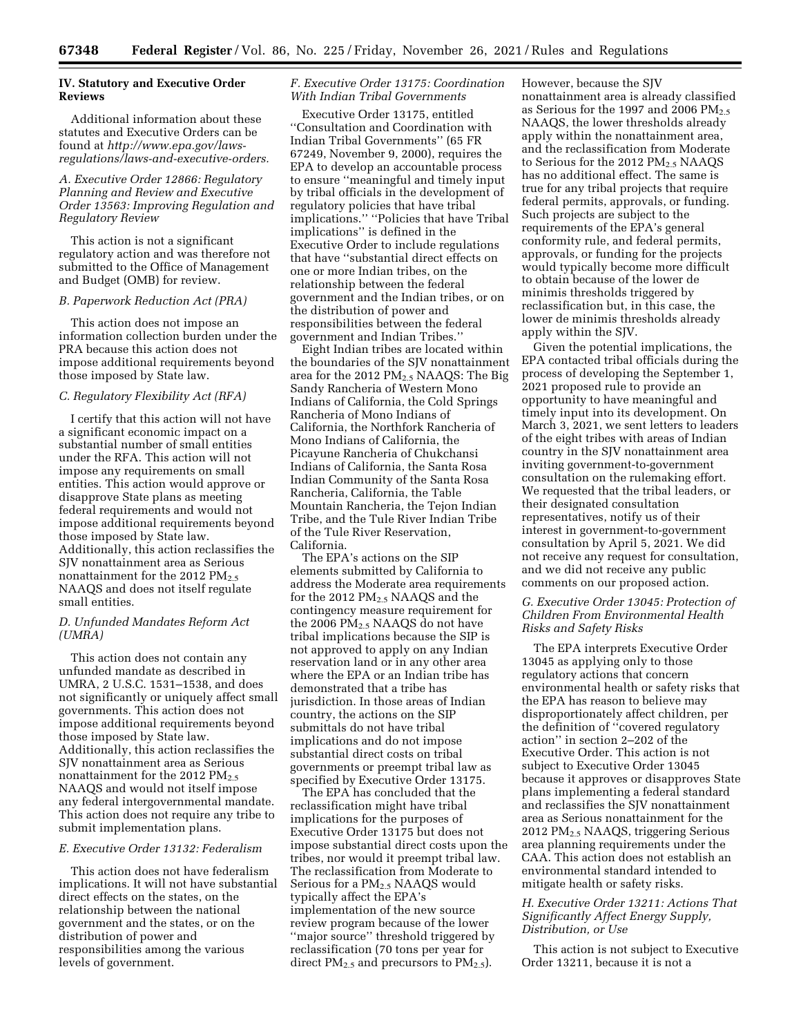## IV. Statutory and Executive Order Reviews

Additional information about these statutes and Executive Orders can be found at *http://www.epa.gov/laws-regulations/laws-and-executive-orders.*

### *A. Executive Order 12866: Regulatory Planning and Review and Executive Order 13563: Improving Regulation and Regulatory Review*

This action is not a significant regulatory action and was therefore not submitted to the Office of Management and Budget (OMB) for review.

### *B. Paperwork Reduction Act (PRA)*

This action does not impose an information collection burden under the PRA because this action does not impose additional requirements beyond those imposed by State law.

### *C. Regulatory Flexibility Act (RFA)*

I certify that this action will not have a significant economic impact on a substantial number of small entities under the RFA. This action will not impose any requirements on small entities. This action would approve or disapprove State plans as meeting federal requirements and would not impose additional requirements beyond those imposed by State law. Additionally, this action reclassifies the SJV nonattainment area as Serious nonattainment for the 2012 $PM_{2.5}$ NAAQS and does not itself regulate small entities.

### *D. Unfunded Mandates Reform Act (UMRA)*

This action does not contain any unfunded mandate as described in UMRA, 2 U.S.C. 1531–1538, and does not significantly or uniquely affect small governments. This action does not impose additional requirements beyond those imposed by State law. Additionally, this action reclassifies the SJV nonattainment area as Serious nonattainment for the 2012 $PM_{2.5}$ NAAQS and would not itself impose any federal intergovernmental mandate. This action does not require any tribe to submit implementation plans.

### *E. Executive Order 13132: Federalism*

This action does not have federalism implications. It will not have substantial direct effects on the states, on the relationship between the national government and the states, or on the distribution of power and responsibilities among the various levels of government.

### *F. Executive Order 13175: Coordination With Indian Tribal Governments*

Executive Order 13175, entitled "Consultation and Coordination with Indian Tribal Governments" (65 FR 67249, November 9, 2000), requires the EPA to develop an accountable process to ensure "meaningful and timely input by tribal officials in the development of regulatory policies that have tribal implications." "Policies that have Tribal implications" is defined in the Executive Order to include regulations that have "substantial direct effects on one or more Indian tribes, on the relationship between the federal government and the Indian tribes, or on the distribution of power and responsibilities between the federal government and Indian Tribes."

Eight Indian tribes are located within the boundaries of the SJV nonattainment area for the 2012 $PM_{2.5}$ NAAQS: The Big Sandy Rancheria of Western Mono Indians of California, the Cold Springs Rancheria of Mono Indians of California, the Northfork Rancheria of Mono Indians of California, the Picayune Rancheria of Chukchansi Indians of California, the Santa Rosa Indian Community of the Santa Rosa Rancheria, California, the Table Mountain Rancheria, the Tejon Indian Tribe, and the Tule River Indian Tribe of the Tule River Reservation, California.

The EPA's actions on the SIP elements submitted by California to address the Moderate area requirements for the 2012 $PM_{2.5}$ NAAQS and the contingency measure requirement for the 2006 $PM_{2.5}$ NAAQS do not have tribal implications because the SIP is not approved to apply on any Indian reservation land or in any other area where the EPA or an Indian tribe has demonstrated that a tribe has jurisdiction. In those areas of Indian country, the actions on the SIP submittals do not have tribal implications and do not impose substantial direct costs on tribal governments or preempt tribal law as specified by Executive Order 13175.

The EPA has concluded that the reclassification might have tribal implications for the purposes of Executive Order 13175 but does not impose substantial direct costs upon the tribes, nor would it preempt tribal law. The reclassification from Moderate to Serious for a $PM_{2.5}$ NAAQS would typically affect the EPA's implementation of the new source review program because of the lower "major source" threshold triggered by reclassification (70 tons per year for direct $PM_{2.5}$ and precursors to $PM_{2.5}$). However, because the SJV nonattainment area is already classified as Serious for the 1997 and 2006 $PM_{2.5}$ NAAQS, the lower thresholds already apply within the nonattainment area, and the reclassification from Moderate to Serious for the 2012 $PM_{2.5}$ NAAQS has no additional effect. The same is true for any tribal projects that require federal permits, approvals, or funding. Such projects are subject to the requirements of the EPA's general conformity rule, and federal permits, approvals, or funding for the projects would typically become more difficult to obtain because of the lower de minimis thresholds triggered by reclassification but, in this case, the lower de minimis thresholds already apply within the SJV.

Given the potential implications, the EPA contacted tribal officials during the process of developing the September 1, 2021 proposed rule to provide an opportunity to have meaningful and timely input into its development. On March 3, 2021, we sent letters to leaders of the eight tribes with areas of Indian country in the SJV nonattainment area inviting government-to-government consultation on the rulemaking effort. We requested that the tribal leaders, or their designated consultation representatives, notify us of their interest in government-to-government consultation by April 5, 2021. We did not receive any request for consultation, and we did not receive any public comments on our proposed action.

### *G. Executive Order 13045: Protection of Children From Environmental Health Risks and Safety Risks*

The EPA interprets Executive Order 13045 as applying only to those regulatory actions that concern environmental health or safety risks that the EPA has reason to believe may disproportionately affect children, per the definition of "covered regulatory action" in section 2–202 of the Executive Order. This action is not subject to Executive Order 13045 because it approves or disapproves State plans implementing a federal standard and reclassifies the SJV nonattainment area as Serious nonattainment for the 2012 $PM_{2.5}$ NAAQS, triggering Serious area planning requirements under the CAA. This action does not establish an environmental standard intended to mitigate health or safety risks.

### *H. Executive Order 13211: Actions That Significantly Affect Energy Supply, Distribution, or Use*

This action is not subject to Executive Order 13211, because it is not a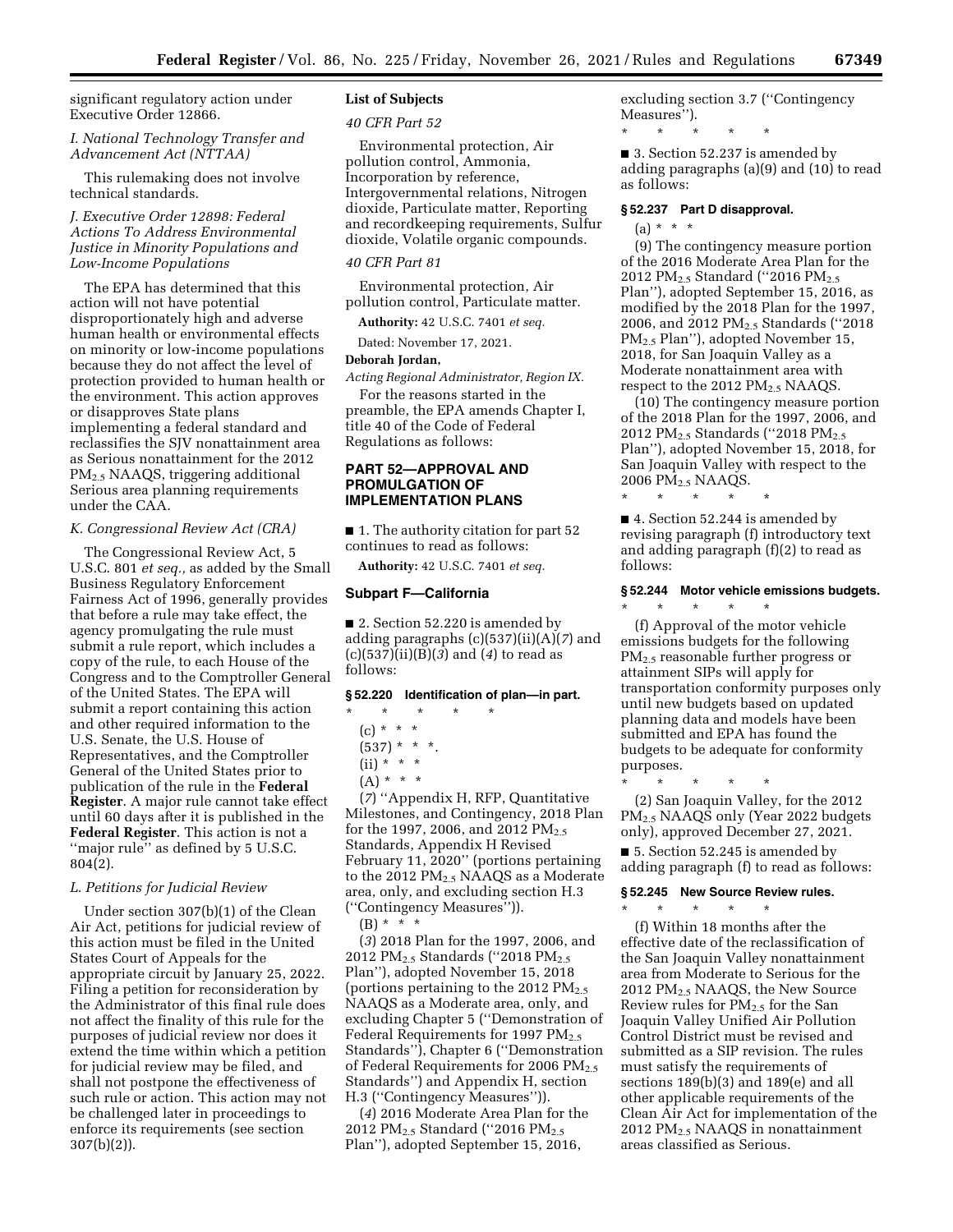significant regulatory action under Executive Order 12866.

*I. National Technology Transfer and Advancement Act (NTTAA)*

This rulemaking does not involve technical standards.

*J. Executive Order 12898: Federal Actions To Address Environmental Justice in Minority Populations and Low-Income Populations*

The EPA has determined that this action will not have potential disproportionately high and adverse human health or environmental effects on minority or low-income populations because they do not affect the level of protection provided to human health or the environment. This action approves or disapproves State plans implementing a federal standard and reclassifies the SJV nonattainment area as Serious nonattainment for the 2012 $PM_{2.5}$ NAAQS, triggering additional Serious area planning requirements under the CAA.

*K. Congressional Review Act (CRA)*

The Congressional Review Act, 5 U.S.C. 801 *et seq.,* as added by the Small Business Regulatory Enforcement Fairness Act of 1996, generally provides that before a rule may take effect, the agency promulgating the rule must submit a rule report, which includes a copy of the rule, to each House of the Congress and to the Comptroller General of the United States. The EPA will submit a report containing this action and other required information to the U.S. Senate, the U.S. House of Representatives, and the Comptroller General of the United States prior to publication of the rule in the **Federal Register**. A major rule cannot take effect until 60 days after it is published in the **Federal Register**. This action is not a "major rule" as defined by 5 U.S.C. 804(2).

*L. Petitions for Judicial Review*

Under section 307(b)(1) of the Clean Air Act, petitions for judicial review of this action must be filed in the United States Court of Appeals for the appropriate circuit by January 25, 2022. Filing a petition for reconsideration by the Administrator of this final rule does not affect the finality of this rule for the purposes of judicial review nor does it extend the time within which a petition for judicial review may be filed, and shall not postpone the effectiveness of such rule or action. This action may not be challenged later in proceedings to enforce its requirements (see section 307(b)(2)).

**List of Subjects**

*40 CFR Part 52*

Environmental protection, Air pollution control, Ammonia, Incorporation by reference, Intergovernmental relations, Nitrogen dioxide, Particulate matter, Reporting and recordkeeping requirements, Sulfur dioxide, Volatile organic compounds.

*40 CFR Part 81*

Environmental protection, Air pollution control, Particulate matter.

**Authority:** 42 U.S.C. 7401 *et seq.*

Dated: November 17, 2021.

**Deborah Jordan,**

*Acting Regional Administrator, Region IX.*

For the reasons started in the preamble, the EPA amends Chapter I, title 40 of the Code of Federal Regulations as follows:

## PART 52—APPROVAL AND PROMULGATION OF IMPLEMENTATION PLANS

■ 1. The authority citation for part 52 continues to read as follows:

**Authority:** 42 U.S.C. 7401 *et seq.*

### Subpart F—California

■ 2. Section 52.220 is amended by adding paragraphs (c)(537)(ii)(A)(*7*) and (c)(537)(ii)(B)(*3*) and (*4*) to read as follows:

#### § 52.220 Identification of plan—in part.

\* \* \* \* \*

(c) \* \* \*

(537) \* \* \*.

(ii) \* \* \*

(A) \* \* \*

(*7*) "Appendix H, RFP, Quantitative Milestones, and Contingency, 2018 Plan for the 1997, 2006, and 2012 $PM_{2.5}$ Standards, Appendix H Revised February 11, 2020" (portions pertaining to the 2012 $PM_{2.5}$ NAAQS as a Moderate area, only, and excluding section H.3 ("Contingency Measures")).

(B) \* \* \*

(*3*) 2018 Plan for the 1997, 2006, and 2012 $PM_{2.5}$ Standards ("2018 $PM_{2.5}$ Plan"), adopted November 15, 2018 (portions pertaining to the 2012 $PM_{2.5}$ NAAQS as a Moderate area, only, and excluding Chapter 5 ("Demonstration of Federal Requirements for 1997 $PM_{2.5}$ Standards"), Chapter 6 ("Demonstration of Federal Requirements for 2006 $PM_{2.5}$ Standards") and Appendix H, section H.3 ("Contingency Measures")).

(*4*) 2016 Moderate Area Plan for the 2012 $PM_{2.5}$ Standard ("2016 $PM_{2.5}$ Plan"), adopted September 15, 2016, excluding section 3.7 ("Contingency Measures").

\* \* \* \* \*

■ 3. Section 52.237 is amended by adding paragraphs (a)(9) and (10) to read as follows:

#### § 52.237 Part D disapproval.

(a) \* \* \*

(9) The contingency measure portion of the 2016 Moderate Area Plan for the 2012 $PM_{2.5}$ Standard ("2016 $PM_{2.5}$ Plan"), adopted September 15, 2016, as modified by the 2018 Plan for the 1997, 2006, and 2012 $PM_{2.5}$ Standards ("2018 $PM_{2.5}$ Plan"), adopted November 15, 2018, for San Joaquin Valley as a Moderate nonattainment area with respect to the 2012 $PM_{2.5}$ NAAQS.

(10) The contingency measure portion of the 2018 Plan for the 1997, 2006, and 2012 $PM_{2.5}$ Standards ("2018 $PM_{2.5}$ Plan"), adopted November 15, 2018, for San Joaquin Valley with respect to the 2006 $PM_{2.5}$ NAAQS.

\* \* \* \* \*

■ 4. Section 52.244 is amended by revising paragraph (f) introductory text and adding paragraph (f)(2) to read as follows:

#### § 52.244 Motor vehicle emissions budgets.

\* \* \* \* \*

(f) Approval of the motor vehicle emissions budgets for the following $PM_{2.5}$ reasonable further progress or attainment SIPs will apply for transportation conformity purposes only until new budgets based on updated planning data and models have been submitted and EPA has found the budgets to be adequate for conformity purposes.

\* \* \* \* \*

(2) San Joaquin Valley, for the 2012 $PM_{2.5}$ NAAQS only (Year 2022 budgets only), approved December 27, 2021.

■ 5. Section 52.245 is amended by adding paragraph (f) to read as follows:

#### § 52.245 New Source Review rules.

\* \* \* \* \*

(f) Within 18 months after the effective date of the reclassification of the San Joaquin Valley nonattainment area from Moderate to Serious for the 2012 $PM_{2.5}$ NAAQS, the New Source Review rules for $PM_{2.5}$ for the San Joaquin Valley Unified Air Pollution Control District must be revised and submitted as a SIP revision. The rules must satisfy the requirements of sections 189(b)(3) and 189(e) and all other applicable requirements of the Clean Air Act for implementation of the 2012 $PM_{2.5}$ NAAQS in nonattainment areas classified as Serious.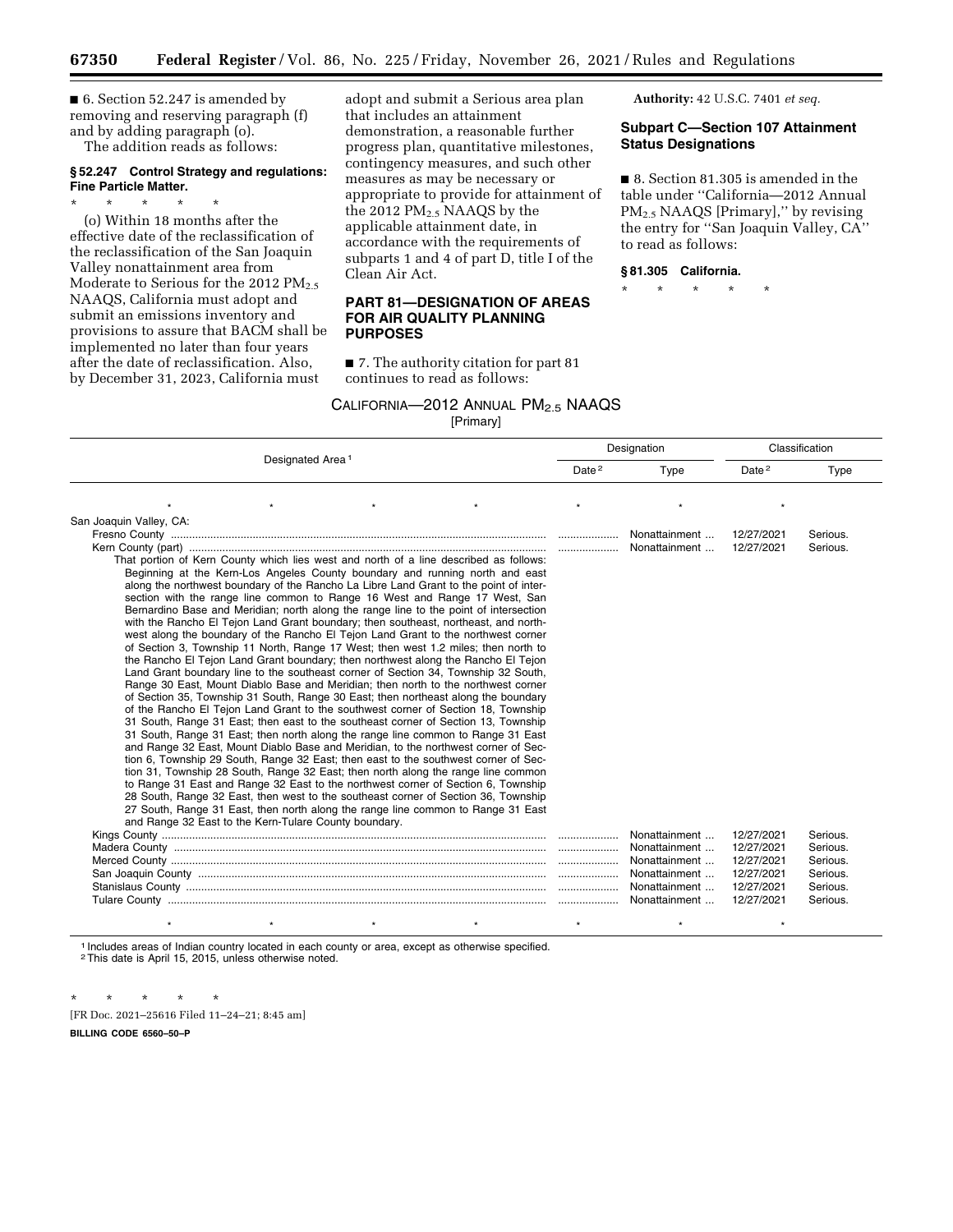■ 6. Section 52.247 is amended by removing and reserving paragraph (f) and by adding paragraph (o).

The addition reads as follows:

### § 52.247 Control Strategy and regulations: Fine Particle Matter.

\* \* \* \* \*

(o) Within 18 months after the effective date of the reclassification of the reclassification of the San Joaquin Valley nonattainment area from Moderate to Serious for the 2012 $PM_{2.5}$ NAAQS, California must adopt and submit an emissions inventory and provisions to assure that BACM shall be implemented no later than four years after the date of reclassification. Also, by December 31, 2023, California must adopt and submit a Serious area plan that includes an attainment demonstration, a reasonable further progress plan, quantitative milestones, contingency measures, and such other measures as may be necessary or appropriate to provide for attainment of the 2012 $PM_{2.5}$ NAAQS by the applicable attainment date, in accordance with the requirements of subparts 1 and 4 of part D, title I of the Clean Air Act.

## PART 81—DESIGNATION OF AREAS FOR AIR QUALITY PLANNING PURPOSES

■ 7. The authority citation for part 81 continues to read as follows:

**Authority:** 42 U.S.C. 7401 *et seq.*

### Subpart C—Section 107 Attainment Status Designations

■ 8. Section 81.305 is amended in the table under ''California—2012 Annual $PM_{2.5}$ NAAQS [Primary],'' by revising the entry for ''San Joaquin Valley, CA'' to read as follows:

### § 81.305 California.

\* \* \* \* \*

CALIFORNIA—2012 ANNUAL $PM_{2.5}$ NAAQS
[Primary]

| Designated Area [1] | Designation | | Classification | |
|---|---|---|---|---|
| | Date [2] | Type | Date [2] | Type |
| \* \* \* \* | \* | \* | \* | |
| San Joaquin Valley, CA: | | | | |
| Fresno County | | Nonattainment | 12/27/2021 | Serious. |
| Kern County (part) | | Nonattainment | 12/27/2021 | Serious. |
| That portion of Kern County which lies west and north of a line described as follows: Beginning at the Kern-Los Angeles County boundary and running north and east along the northwest boundary of the Rancho La Libre Land Grant to the point of intersection with the range line common to Range 16 West and Range 17 West, San Bernardino Base and Meridian; north along the range line to the point of intersection with the Rancho El Tejon Land Grant boundary; then southeast, northeast, and northwest along the boundary of the Rancho El Tejon Land Grant to the northwest corner of Section 3, Township 11 North, Range 17 West; then west 1.2 miles; then north to the Rancho El Tejon Land Grant boundary; then northwest along the Rancho El Tejon Land Grant boundary line to the southeast corner of Section 34, Township 32 South, Range 30 East, Mount Diablo Base and Meridian; then north to the northwest corner of Section 35, Township 31 South, Range 30 East; then northeast along the boundary of the Rancho El Tejon Land Grant to the southwest corner of Section 18, Township 31 South, Range 31 East; then east to the southeast corner of Section 13, Township 31 South, Range 31 East; then north along the range line common to Range 31 East and Range 32 East, Mount Diablo Base and Meridian, to the northwest corner of Section 6, Township 29 South, Range 32 East; then east to the southwest corner of Section 31, Township 28 South, Range 32 East; then north along the range line common to Range 31 East and Range 32 East to the northwest corner of Section 6, Township 28 South, Range 32 East, then west to the southeast corner of Section 36, Township 27 South, Range 31 East, then north along the range line common to Range 31 East and Range 32 East to the Kern-Tulare County boundary. | | | | |
| Kings County | | Nonattainment | 12/27/2021 | Serious. |
| Madera County | | Nonattainment | 12/27/2021 | Serious. |
| Merced County | | Nonattainment | 12/27/2021 | Serious. |
| San Joaquin County | | Nonattainment | 12/27/2021 | Serious. |
| Stanislaus County | | Nonattainment | 12/27/2021 | Serious. |
| Tulare County | | Nonattainment | 12/27/2021 | Serious. |
| \* \* \* \* | \* | \* | \* | |

[1] Includes areas of Indian country located in each county or area, except as otherwise specified.
[2] This date is April 15, 2015, unless otherwise noted.

\* \* \* \* \*

[FR Doc. 2021–25616 Filed 11–24–21; 8:45 am]

**BILLING CODE 6560–50–P**